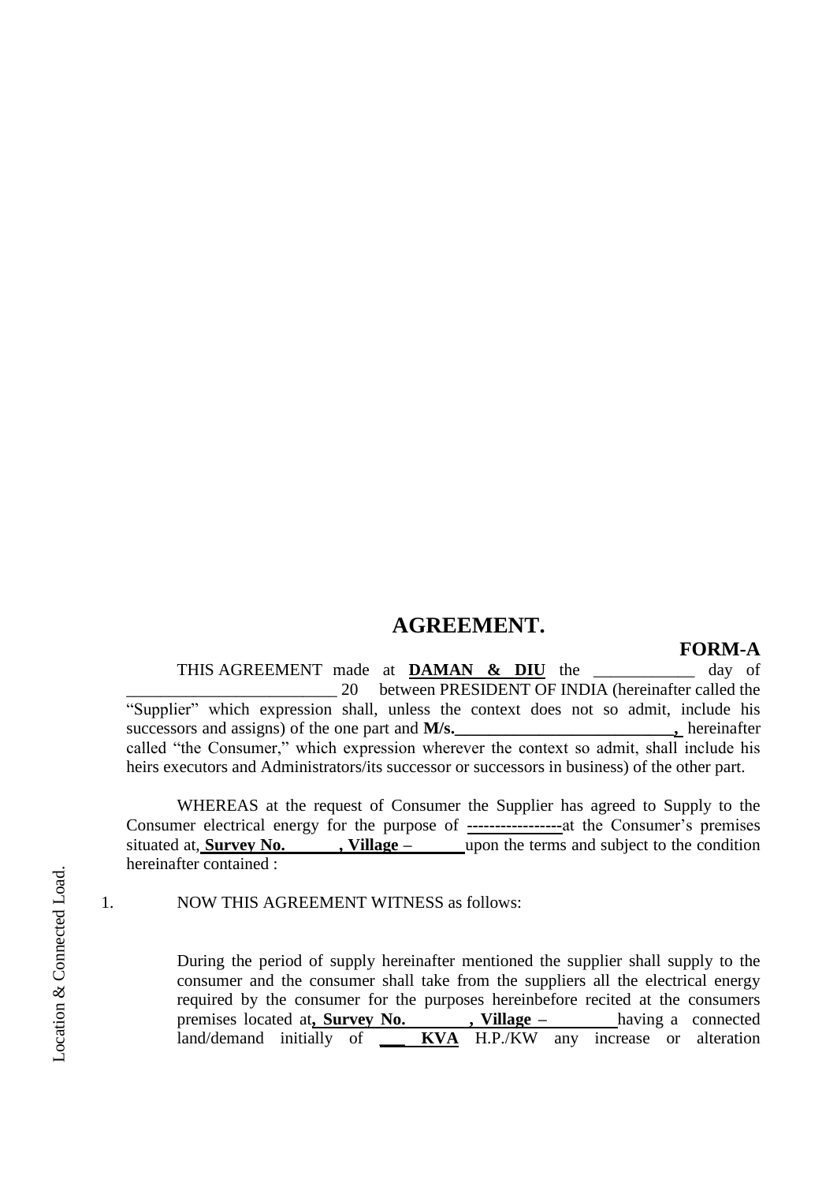# AGREEMENT.

**FORM-A**

THIS AGREEMENT made at **DAMAN & DIU** the ____________ day of _________________________ 20 between PRESIDENT OF INDIA (hereinafter called the "Supplier" which expression shall, unless the context does not so admit, include his successors and assigns) of the one part and **M/s.__________________________,** hereinafter called "the Consumer," which expression wherever the context so admit, shall include his heirs executors and Administrators/its successor or successors in business) of the other part.

WHEREAS at the request of Consumer the Supplier has agreed to Supply to the Consumer electrical energy for the purpose of **-----------------**at the Consumer's premises situated at, **Survey No. , Village –** upon the terms and subject to the condition hereinafter contained :

Location & Connected Load.

1. NOW THIS AGREEMENT WITNESS as follows:

During the period of supply hereinafter mentioned the supplier shall supply to the consumer and the consumer shall take from the suppliers all the electrical energy required by the consumer for the purposes hereinbefore recited at the consumers premises located at**, Survey No. , Village –** having a connected land/demand initially of **___ KVA** H.P./KW any increase or alteration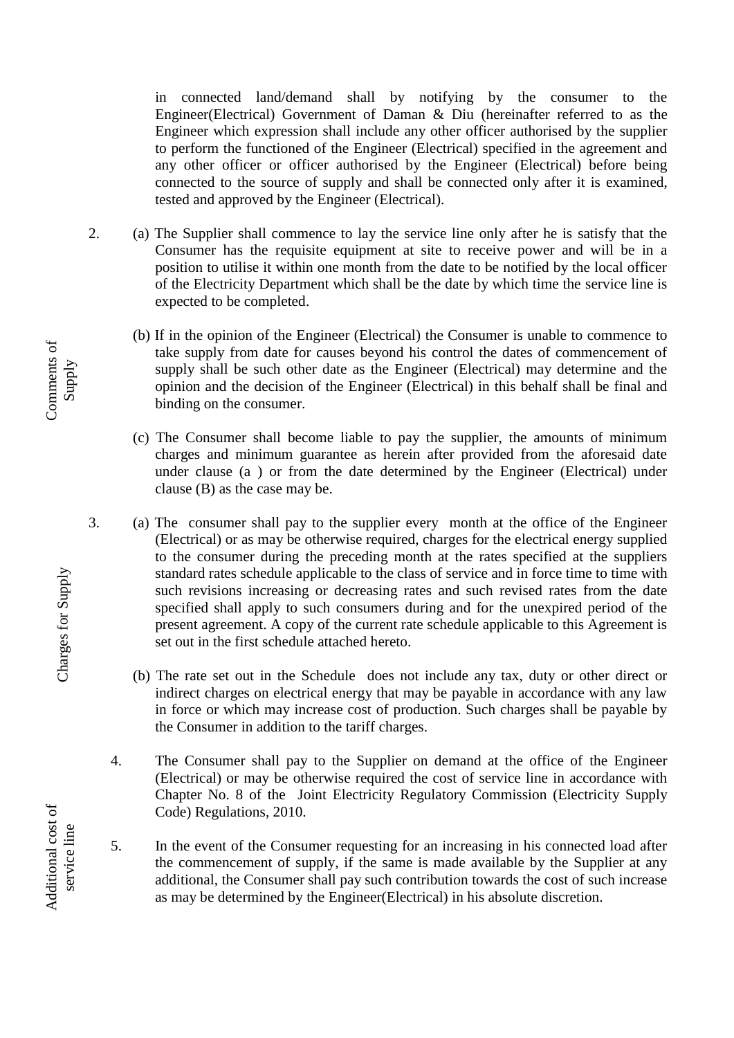in connected land/demand shall by notifying by the consumer to the Engineer(Electrical) Government of Daman & Diu (hereinafter referred to as the Engineer which expression shall include any other officer authorised by the supplier to perform the functioned of the Engineer (Electrical) specified in the agreement and any other officer or officer authorised by the Engineer (Electrical) before being connected to the source of supply and shall be connected only after it is examined, tested and approved by the Engineer (Electrical).

*Comments of Supply*

2. (a) The Supplier shall commence to lay the service line only after he is satisfy that the Consumer has the requisite equipment at site to receive power and will be in a position to utilise it within one month from the date to be notified by the local officer of the Electricity Department which shall be the date by which time the service line is expected to be completed.

   (b) If in the opinion of the Engineer (Electrical) the Consumer is unable to commence to take supply from date for causes beyond his control the dates of commencement of supply shall be such other date as the Engineer (Electrical) may determine and the opinion and the decision of the Engineer (Electrical) in this behalf shall be final and binding on the consumer.

   (c) The Consumer shall become liable to pay the supplier, the amounts of minimum charges and minimum guarantee as herein after provided from the aforesaid date under clause (a ) or from the date determined by the Engineer (Electrical) under clause (B) as the case may be.

*Charges for Supply*

3. (a) The consumer shall pay to the supplier every month at the office of the Engineer (Electrical) or as may be otherwise required, charges for the electrical energy supplied to the consumer during the preceding month at the rates specified at the suppliers standard rates schedule applicable to the class of service and in force time to time with such revisions increasing or decreasing rates and such revised rates from the date specified shall apply to such consumers during and for the unexpired period of the present agreement. A copy of the current rate schedule applicable to this Agreement is set out in the first schedule attached hereto.

   (b) The rate set out in the Schedule does not include any tax, duty or other direct or indirect charges on electrical energy that may be payable in accordance with any law in force or which may increase cost of production. Such charges shall be payable by the Consumer in addition to the tariff charges.

4. The Consumer shall pay to the Supplier on demand at the office of the Engineer (Electrical) or may be otherwise required the cost of service line in accordance with Chapter No. 8 of the Joint Electricity Regulatory Commission (Electricity Supply Code) Regulations, 2010.

*Additional cost of service line*

5. In the event of the Consumer requesting for an increasing in his connected load after the commencement of supply, if the same is made available by the Supplier at any additional, the Consumer shall pay such contribution towards the cost of such increase as may be determined by the Engineer(Electrical) in his absolute discretion.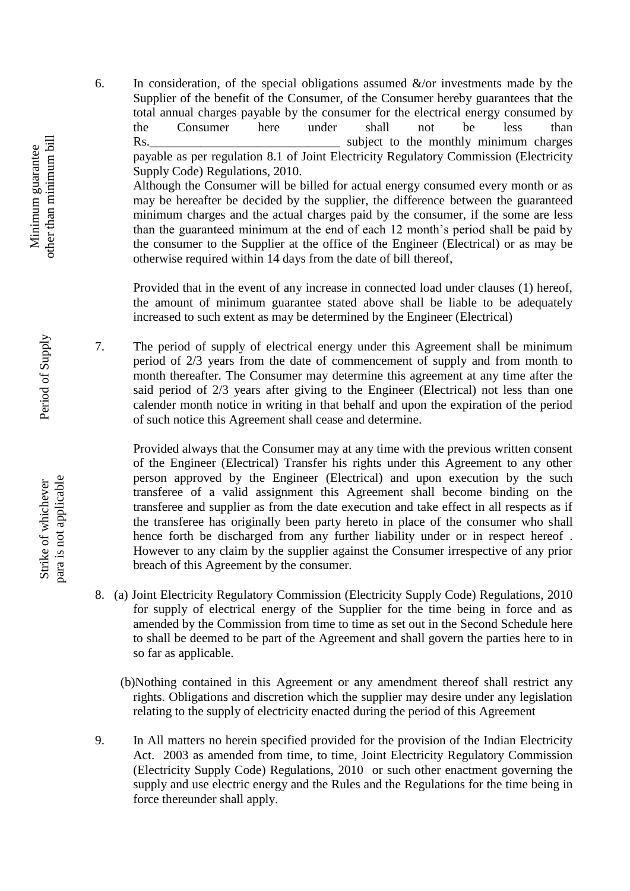Minimum guarantee other than minimum bill

6. In consideration, of the special obligations assumed &/or investments made by the Supplier of the benefit of the Consumer, of the Consumer hereby guarantees that the total annual charges payable by the consumer for the electrical energy consumed by the Consumer here under shall not be less than Rs.______________________________ subject to the monthly minimum charges payable as per regulation 8.1 of Joint Electricity Regulatory Commission (Electricity Supply Code) Regulations, 2010.

   Although the Consumer will be billed for actual energy consumed every month or as may be hereafter be decided by the supplier, the difference between the guaranteed minimum charges and the actual charges paid by the consumer, if the some are less than the guaranteed minimum at the end of each 12 month's period shall be paid by the consumer to the Supplier at the office of the Engineer (Electrical) or as may be otherwise required within 14 days from the date of bill thereof,

   Provided that in the event of any increase in connected load under clauses (1) hereof, the amount of minimum guarantee stated above shall be liable to be adequately increased to such extent as may be determined by the Engineer (Electrical)

Period of Supply

7. The period of supply of electrical energy under this Agreement shall be minimum period of 2/3 years from the date of commencement of supply and from month to month thereafter. The Consumer may determine this agreement at any time after the said period of 2/3 years after giving to the Engineer (Electrical) not less than one calender month notice in writing in that behalf and upon the expiration of the period of such notice this Agreement shall cease and determine.

Strike of whichever para is not applicable

   Provided always that the Consumer may at any time with the previous written consent of the Engineer (Electrical) Transfer his rights under this Agreement to any other person approved by the Engineer (Electrical) and upon execution by the such transferee of a valid assignment this Agreement shall become binding on the transferee and supplier as from the date execution and take effect in all respects as if the transferee has originally been party hereto in place of the consumer who shall hence forth be discharged from any further liability under or in respect hereof . However to any claim by the supplier against the Consumer irrespective of any prior breach of this Agreement by the consumer.

8. (a) Joint Electricity Regulatory Commission (Electricity Supply Code) Regulations, 2010 for supply of electrical energy of the Supplier for the time being in force and as amended by the Commission from time to time as set out in the Second Schedule here to shall be deemed to be part of the Agreement and shall govern the parties here to in so far as applicable.

   (b)Nothing contained in this Agreement or any amendment thereof shall restrict any rights. Obligations and discretion which the supplier may desire under any legislation relating to the supply of electricity enacted during the period of this Agreement

9. In All matters no herein specified provided for the provision of the Indian Electricity Act. 2003 as amended from time, to time, Joint Electricity Regulatory Commission (Electricity Supply Code) Regulations, 2010 or such other enactment governing the supply and use electric energy and the Rules and the Regulations for the time being in force thereunder shall apply.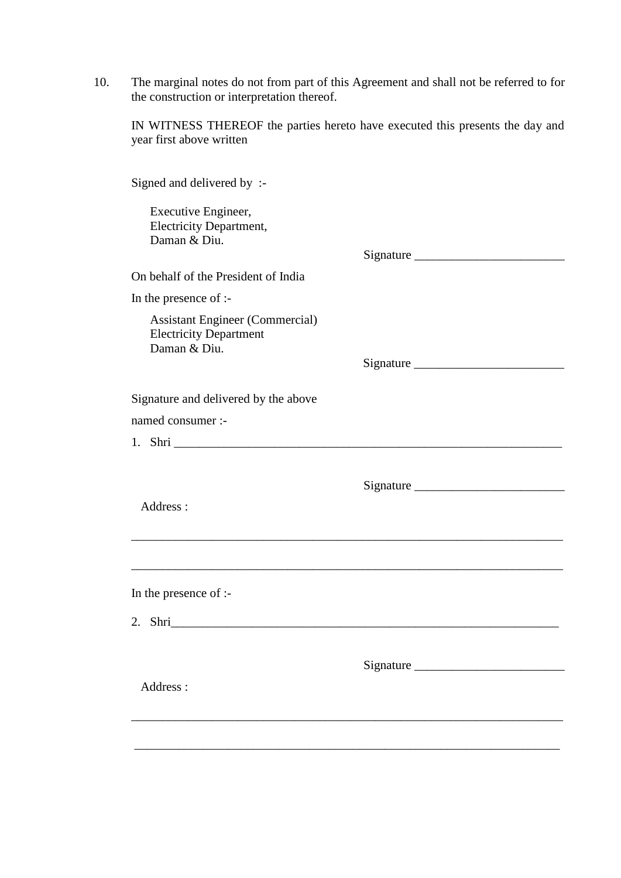10. The marginal notes do not from part of this Agreement and shall not be referred to for the construction or interpretation thereof.

IN WITNESS THEREOF the parties hereto have executed this presents the day and year first above written

Signed and delivered by :-

Executive Engineer,  
Electricity Department,  
Daman & Diu.

Signature ________________________

On behalf of the President of India

In the presence of :-

Assistant Engineer (Commercial)  
Electricity Department  
Daman & Diu.

Signature ________________________

Signature and delivered by the above

named consumer :-

1. Shri _______________________________________________________________

Signature ________________________

Address :

______________________________________________________________________

______________________________________________________________________

In the presence of :-

2. Shri_______________________________________________________________

Signature ________________________

Address :

______________________________________________________________________

______________________________________________________________________